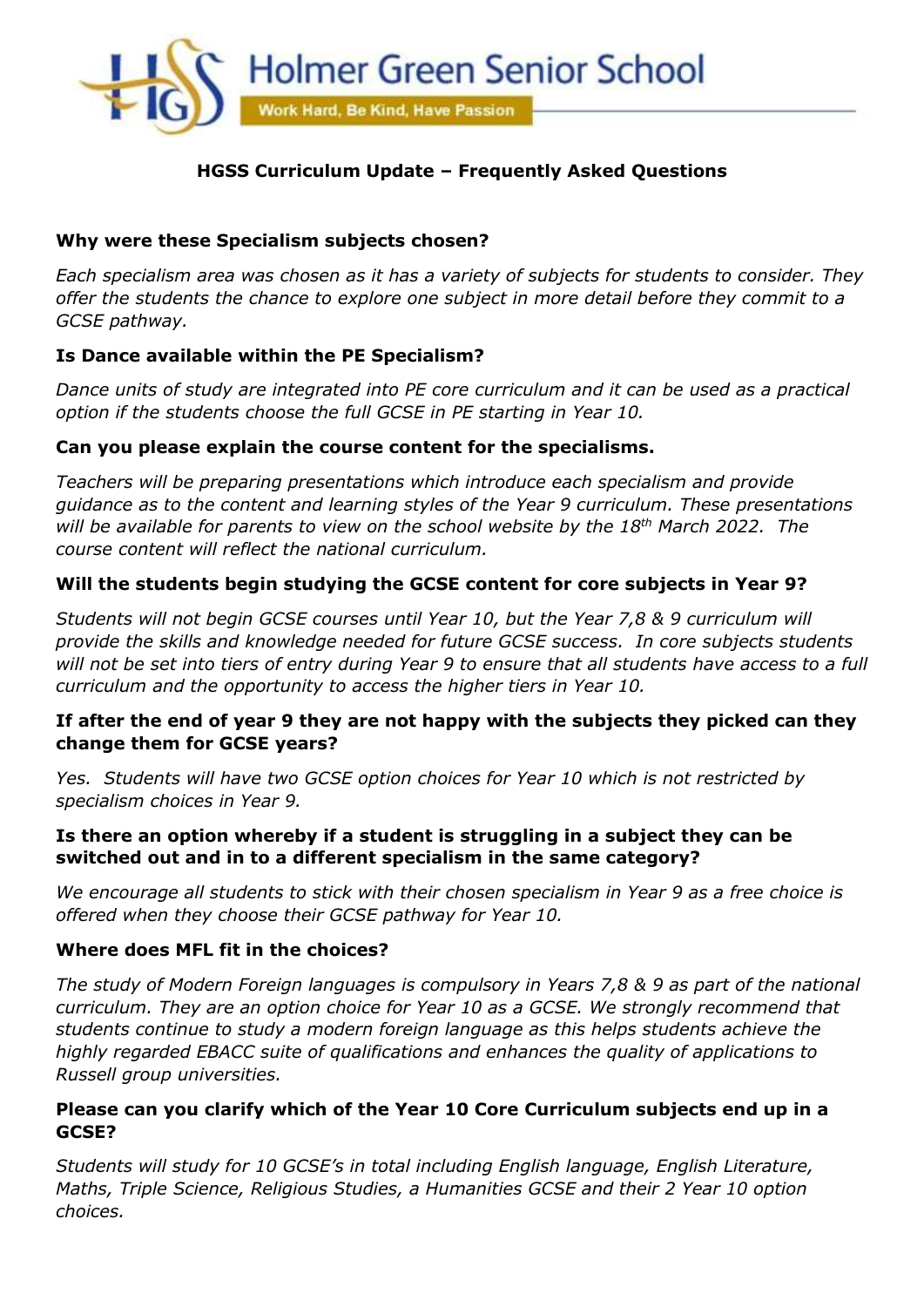Holmer Green Senior School

Work Hard, Be Kind, Have Passion

## HGSS Curriculum Update – Frequently Asked Questions

**Why were these Specialism subjects chosen?**

*Each specialism area was chosen as it has a variety of subjects for students to consider. They offer the students the chance to explore one subject in more detail before they commit to a GCSE pathway.*

**Is Dance available within the PE Specialism?**

*Dance units of study are integrated into PE core curriculum and it can be used as a practical option if the students choose the full GCSE in PE starting in Year 10.*

**Can you please explain the course content for the specialisms.**

*Teachers will be preparing presentations which introduce each specialism and provide guidance as to the content and learning styles of the Year 9 curriculum. These presentations will be available for parents to view on the school website by the 18th March 2022. The course content will reflect the national curriculum.*

**Will the students begin studying the GCSE content for core subjects in Year 9?**

*Students will not begin GCSE courses until Year 10, but the Year 7,8 & 9 curriculum will provide the skills and knowledge needed for future GCSE success. In core subjects students will not be set into tiers of entry during Year 9 to ensure that all students have access to a full curriculum and the opportunity to access the higher tiers in Year 10.*

**If after the end of year 9 they are not happy with the subjects they picked can they change them for GCSE years?**

*Yes. Students will have two GCSE option choices for Year 10 which is not restricted by specialism choices in Year 9.*

**Is there an option whereby if a student is struggling in a subject they can be switched out and in to a different specialism in the same category?**

*We encourage all students to stick with their chosen specialism in Year 9 as a free choice is offered when they choose their GCSE pathway for Year 10.*

**Where does MFL fit in the choices?**

*The study of Modern Foreign languages is compulsory in Years 7,8 & 9 as part of the national curriculum. They are an option choice for Year 10 as a GCSE. We strongly recommend that students continue to study a modern foreign language as this helps students achieve the highly regarded EBACC suite of qualifications and enhances the quality of applications to Russell group universities.*

**Please can you clarify which of the Year 10 Core Curriculum subjects end up in a GCSE?**

*Students will study for 10 GCSE's in total including English language, English Literature, Maths, Triple Science, Religious Studies, a Humanities GCSE and their 2 Year 10 option choices.*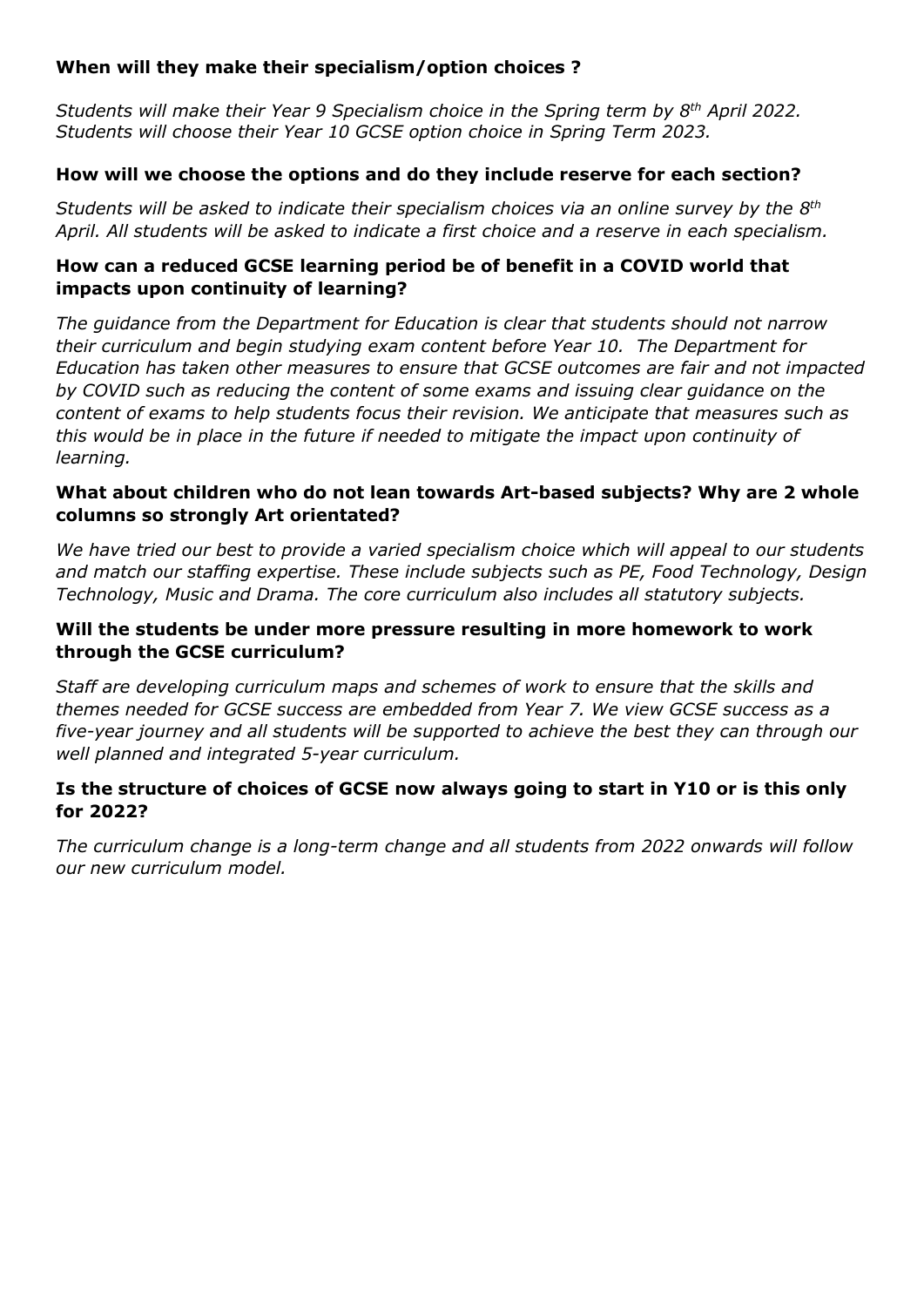**When will they make their specialism/option choices ?**

*Students will make their Year 9 Specialism choice in the Spring term by 8th April 2022. Students will choose their Year 10 GCSE option choice in Spring Term 2023.*

**How will we choose the options and do they include reserve for each section?**

*Students will be asked to indicate their specialism choices via an online survey by the 8th April. All students will be asked to indicate a first choice and a reserve in each specialism.*

**How can a reduced GCSE learning period be of benefit in a COVID world that impacts upon continuity of learning?**

*The guidance from the Department for Education is clear that students should not narrow their curriculum and begin studying exam content before Year 10. The Department for Education has taken other measures to ensure that GCSE outcomes are fair and not impacted by COVID such as reducing the content of some exams and issuing clear guidance on the content of exams to help students focus their revision. We anticipate that measures such as this would be in place in the future if needed to mitigate the impact upon continuity of learning.*

**What about children who do not lean towards Art-based subjects? Why are 2 whole columns so strongly Art orientated?**

*We have tried our best to provide a varied specialism choice which will appeal to our students and match our staffing expertise. These include subjects such as PE, Food Technology, Design Technology, Music and Drama. The core curriculum also includes all statutory subjects.*

**Will the students be under more pressure resulting in more homework to work through the GCSE curriculum?**

*Staff are developing curriculum maps and schemes of work to ensure that the skills and themes needed for GCSE success are embedded from Year 7. We view GCSE success as a five-year journey and all students will be supported to achieve the best they can through our well planned and integrated 5-year curriculum.*

**Is the structure of choices of GCSE now always going to start in Y10 or is this only for 2022?**

*The curriculum change is a long-term change and all students from 2022 onwards will follow our new curriculum model.*